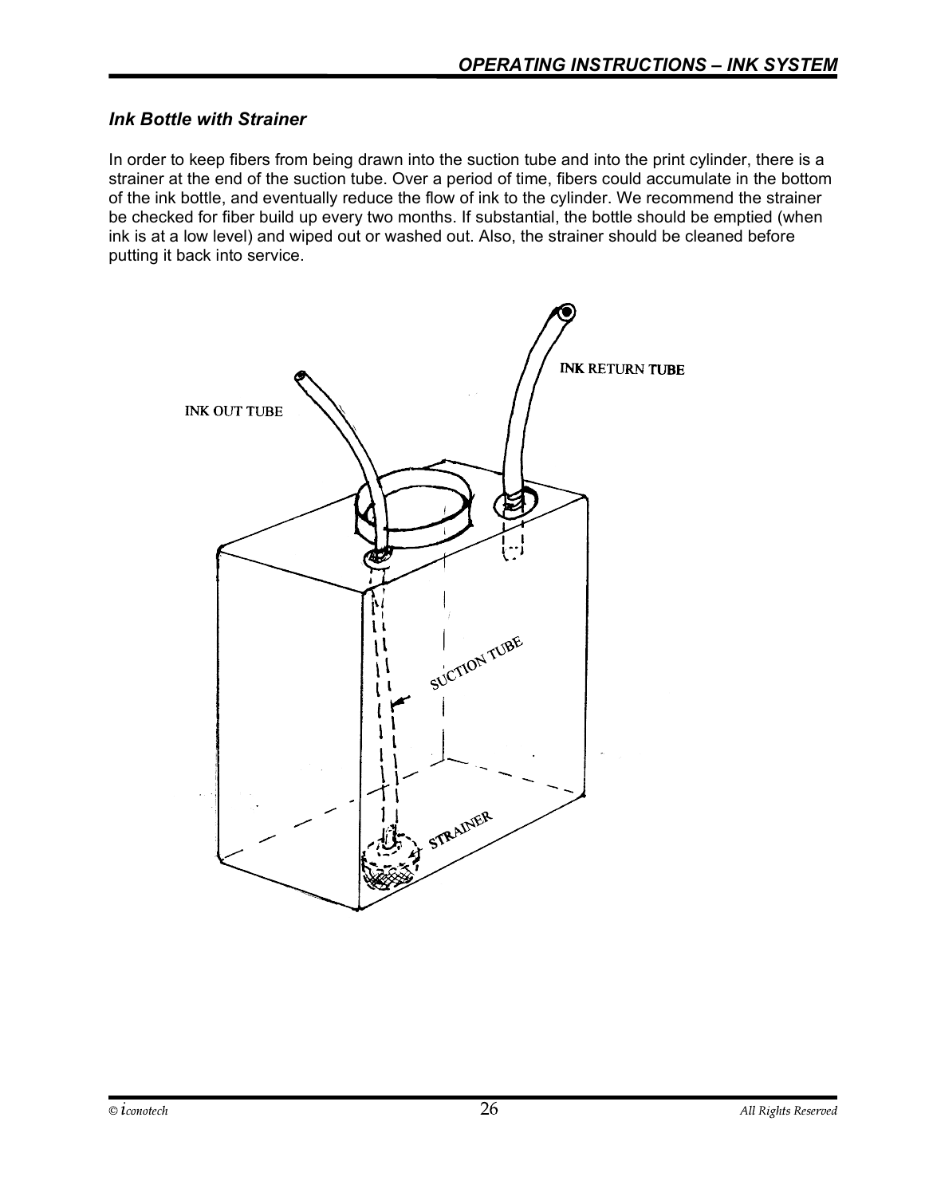### *Ink Bottle with Strainer*

In order to keep fibers from being drawn into the suction tube and into the print cylinder, there is a strainer at the end of the suction tube. Over a period of time, fibers could accumulate in the bottom of the ink bottle, and eventually reduce the flow of ink to the cylinder. We recommend the strainer be checked for fiber build up every two months. If substantial, the bottle should be emptied (when ink is at a low level) and wiped out or washed out. Also, the strainer should be cleaned before putting it back into service.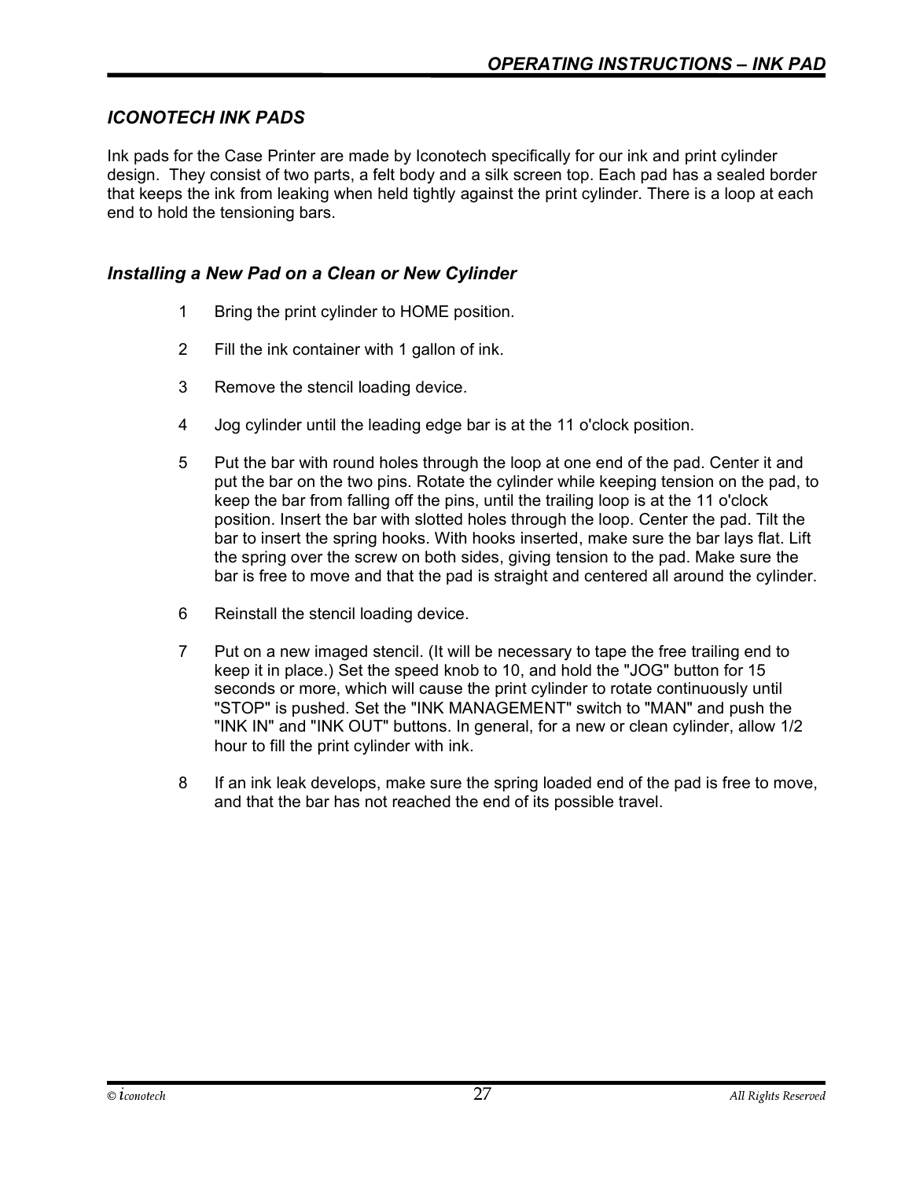## ICONOTECH INK PADS

Ink pads for the Case Printer are made by Iconotech specifically for our ink and print cylinder design. They consist of two parts, a felt body and a silk screen top. Each pad has a sealed border that keeps the ink from leaking when held tightly against the print cylinder. There is a loop at each end to hold the tensioning bars.

### Installing a New Pad on a Clean or New Cylinder

1. Bring the print cylinder to HOME position.
2. Fill the ink container with 1 gallon of ink.
3. Remove the stencil loading device.
4. Jog cylinder until the leading edge bar is at the 11 o'clock position.
5. Put the bar with round holes through the loop at one end of the pad. Center it and put the bar on the two pins. Rotate the cylinder while keeping tension on the pad, to keep the bar from falling off the pins, until the trailing loop is at the 11 o'clock position. Insert the bar with slotted holes through the loop. Center the pad. Tilt the bar to insert the spring hooks. With hooks inserted, make sure the bar lays flat. Lift the spring over the screw on both sides, giving tension to the pad. Make sure the bar is free to move and that the pad is straight and centered all around the cylinder.
6. Reinstall the stencil loading device.
7. Put on a new imaged stencil. (It will be necessary to tape the free trailing end to keep it in place.) Set the speed knob to 10, and hold the "JOG" button for 15 seconds or more, which will cause the print cylinder to rotate continuously until "STOP" is pushed. Set the "INK MANAGEMENT" switch to "MAN" and push the "INK IN" and "INK OUT" buttons. In general, for a new or clean cylinder, allow 1/2 hour to fill the print cylinder with ink.
8. If an ink leak develops, make sure the spring loaded end of the pad is free to move, and that the bar has not reached the end of its possible travel.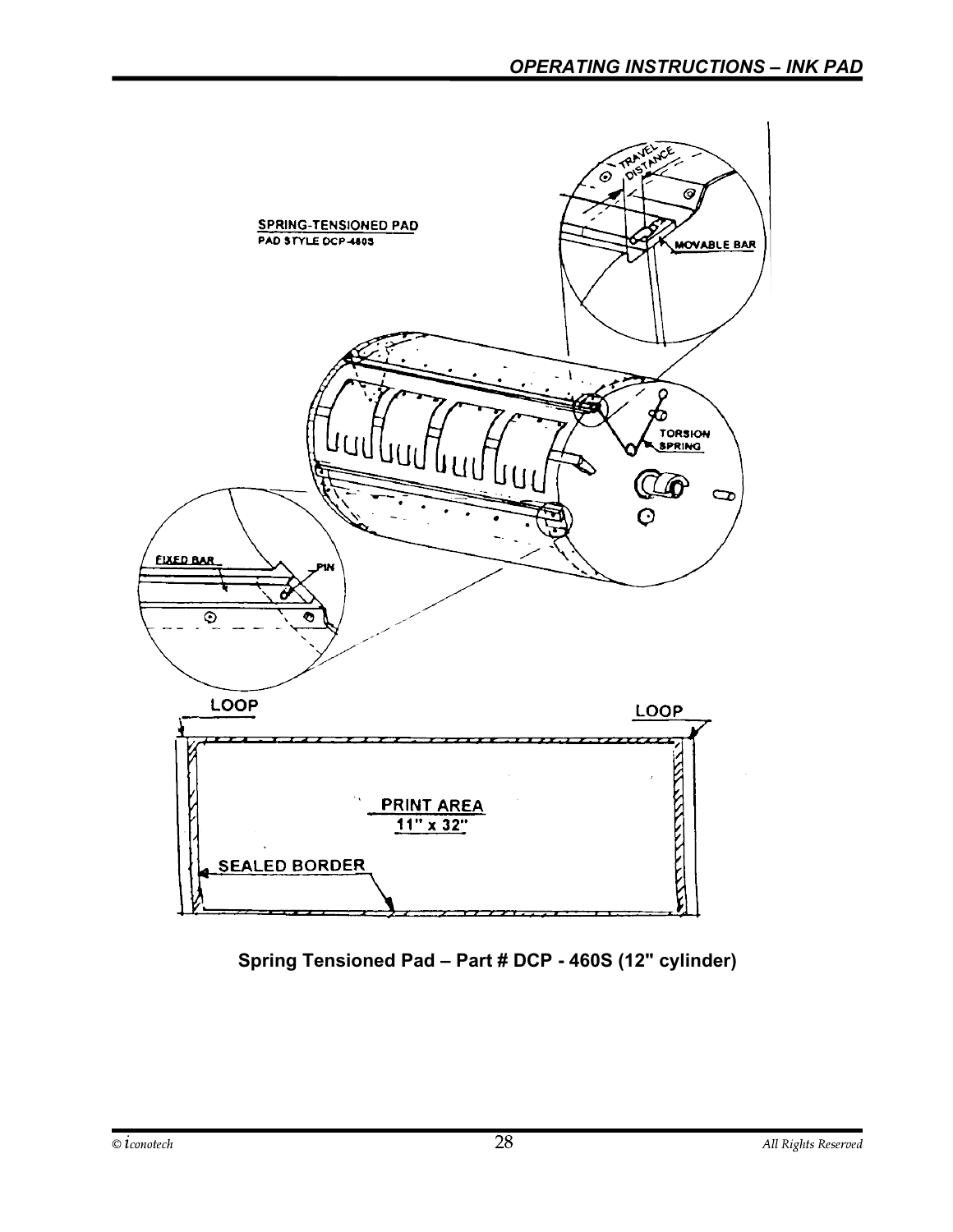Spring Tensioned Pad – Part # DCP - 460S (12" cylinder)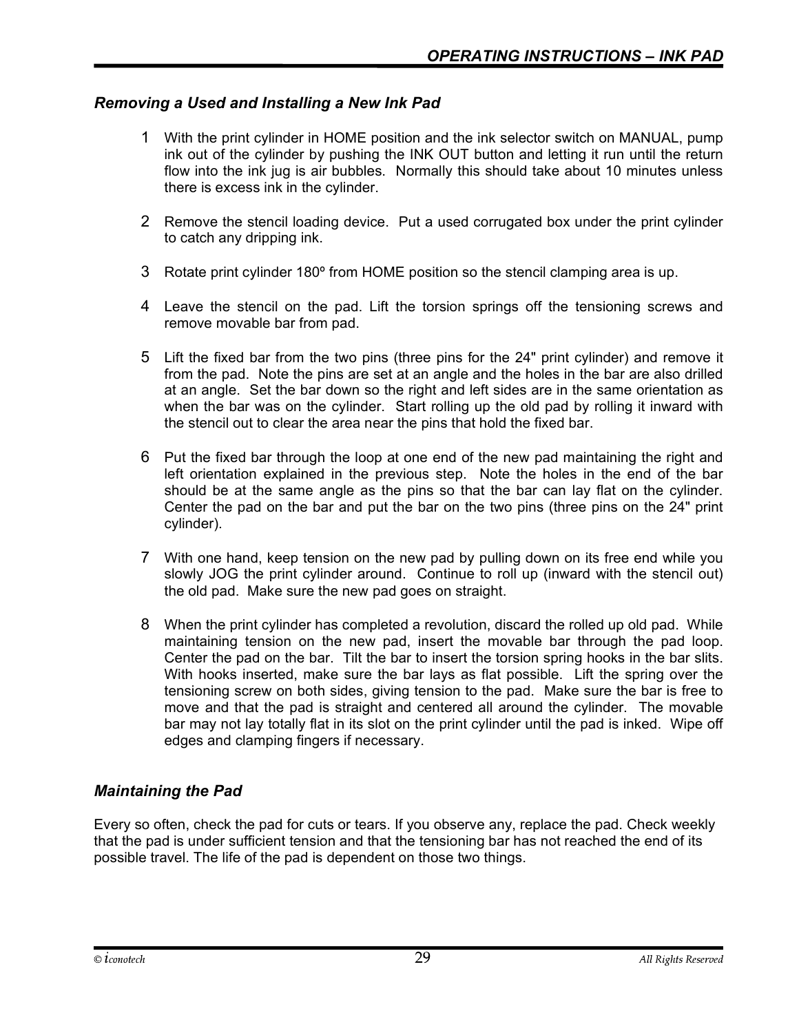## *Removing a Used and Installing a New Ink Pad*

1. With the print cylinder in HOME position and the ink selector switch on MANUAL, pump ink out of the cylinder by pushing the INK OUT button and letting it run until the return flow into the ink jug is air bubbles. Normally this should take about 10 minutes unless there is excess ink in the cylinder.

2. Remove the stencil loading device. Put a used corrugated box under the print cylinder to catch any dripping ink.

3. Rotate print cylinder 180º from HOME position so the stencil clamping area is up.

4. Leave the stencil on the pad. Lift the torsion springs off the tensioning screws and remove movable bar from pad.

5. Lift the fixed bar from the two pins (three pins for the 24" print cylinder) and remove it from the pad. Note the pins are set at an angle and the holes in the bar are also drilled at an angle. Set the bar down so the right and left sides are in the same orientation as when the bar was on the cylinder. Start rolling up the old pad by rolling it inward with the stencil out to clear the area near the pins that hold the fixed bar.

6. Put the fixed bar through the loop at one end of the new pad maintaining the right and left orientation explained in the previous step. Note the holes in the end of the bar should be at the same angle as the pins so that the bar can lay flat on the cylinder. Center the pad on the bar and put the bar on the two pins (three pins on the 24" print cylinder).

7. With one hand, keep tension on the new pad by pulling down on its free end while you slowly JOG the print cylinder around. Continue to roll up (inward with the stencil out) the old pad. Make sure the new pad goes on straight.

8. When the print cylinder has completed a revolution, discard the rolled up old pad. While maintaining tension on the new pad, insert the movable bar through the pad loop. Center the pad on the bar. Tilt the bar to insert the torsion spring hooks in the bar slits. With hooks inserted, make sure the bar lays as flat possible. Lift the spring over the tensioning screw on both sides, giving tension to the pad. Make sure the bar is free to move and that the pad is straight and centered all around the cylinder. The movable bar may not lay totally flat in its slot on the print cylinder until the pad is inked. Wipe off edges and clamping fingers if necessary.

## *Maintaining the Pad*

Every so often, check the pad for cuts or tears. If you observe any, replace the pad. Check weekly that the pad is under sufficient tension and that the tensioning bar has not reached the end of its possible travel. The life of the pad is dependent on those two things.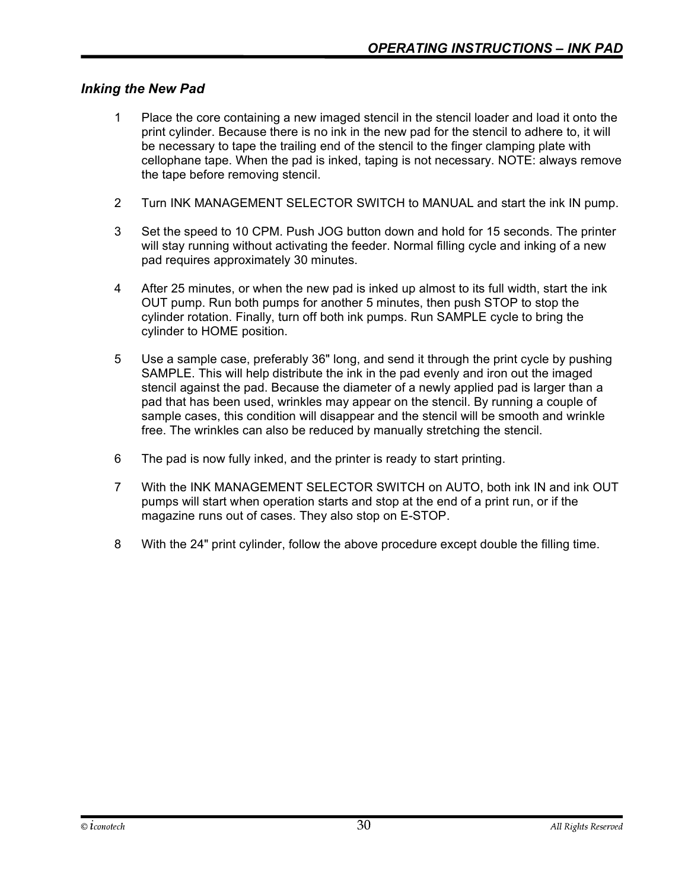## Inking the New Pad

1. Place the core containing a new imaged stencil in the stencil loader and load it onto the print cylinder. Because there is no ink in the new pad for the stencil to adhere to, it will be necessary to tape the trailing end of the stencil to the finger clamping plate with cellophane tape. When the pad is inked, taping is not necessary. NOTE: always remove the tape before removing stencil.

2. Turn INK MANAGEMENT SELECTOR SWITCH to MANUAL and start the ink IN pump.

3. Set the speed to 10 CPM. Push JOG button down and hold for 15 seconds. The printer will stay running without activating the feeder. Normal filling cycle and inking of a new pad requires approximately 30 minutes.

4. After 25 minutes, or when the new pad is inked up almost to its full width, start the ink OUT pump. Run both pumps for another 5 minutes, then push STOP to stop the cylinder rotation. Finally, turn off both ink pumps. Run SAMPLE cycle to bring the cylinder to HOME position.

5. Use a sample case, preferably 36" long, and send it through the print cycle by pushing SAMPLE. This will help distribute the ink in the pad evenly and iron out the imaged stencil against the pad. Because the diameter of a newly applied pad is larger than a pad that has been used, wrinkles may appear on the stencil. By running a couple of sample cases, this condition will disappear and the stencil will be smooth and wrinkle free. The wrinkles can also be reduced by manually stretching the stencil.

6. The pad is now fully inked, and the printer is ready to start printing.

7. With the INK MANAGEMENT SELECTOR SWITCH on AUTO, both ink IN and ink OUT pumps will start when operation starts and stop at the end of a print run, or if the magazine runs out of cases. They also stop on E-STOP.

8. With the 24" print cylinder, follow the above procedure except double the filling time.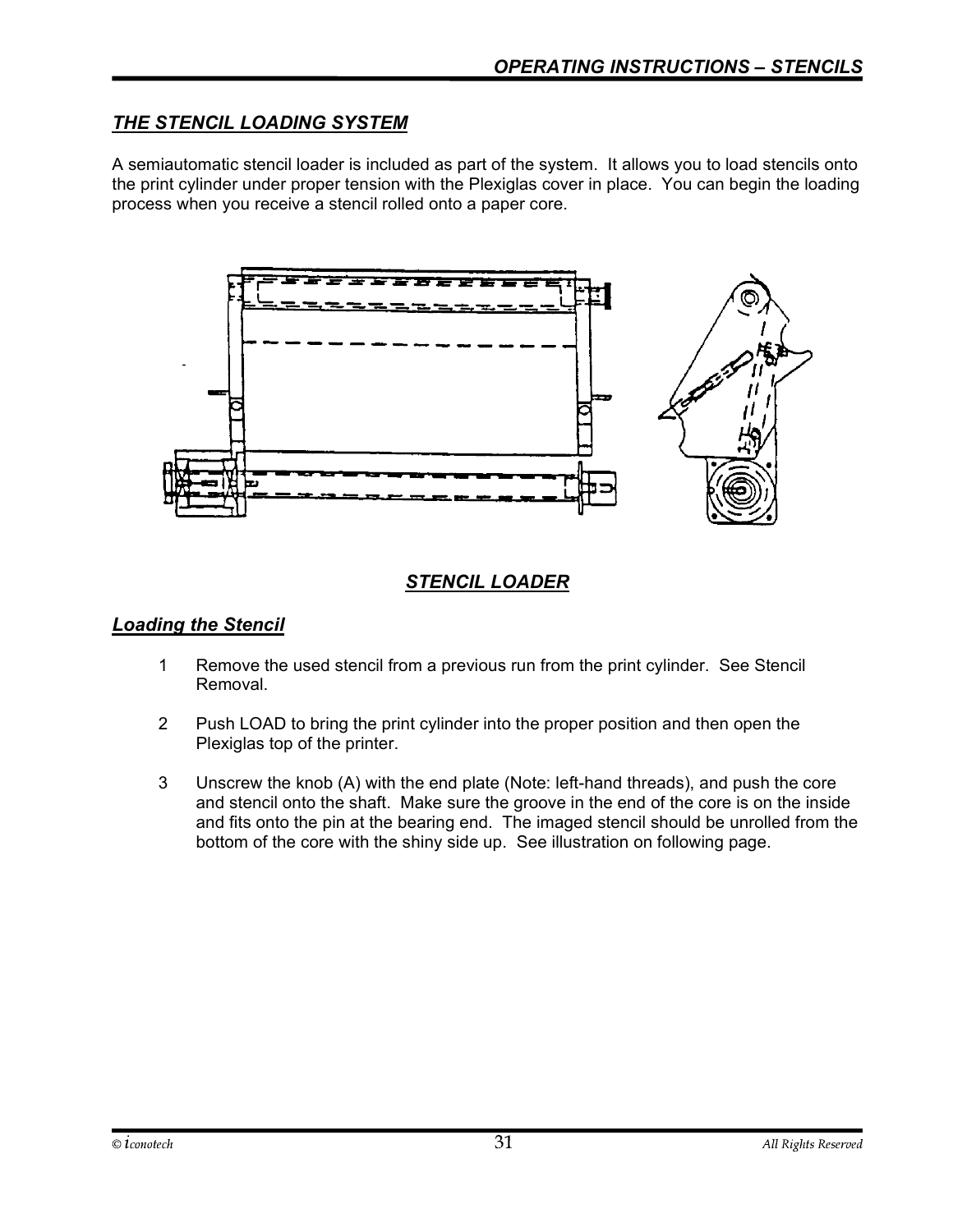## THE STENCIL LOADING SYSTEM

A semiautomatic stencil loader is included as part of the system. It allows you to load stencils onto the print cylinder under proper tension with the Plexiglas cover in place. You can begin the loading process when you receive a stencil rolled onto a paper core.

### STENCIL LOADER

## Loading the Stencil

1. Remove the used stencil from a previous run from the print cylinder. See Stencil Removal.

2. Push LOAD to bring the print cylinder into the proper position and then open the Plexiglas top of the printer.

3. Unscrew the knob (A) with the end plate (Note: left-hand threads), and push the core and stencil onto the shaft. Make sure the groove in the end of the core is on the inside and fits onto the pin at the bearing end. The imaged stencil should be unrolled from the bottom of the core with the shiny side up. See illustration on following page.